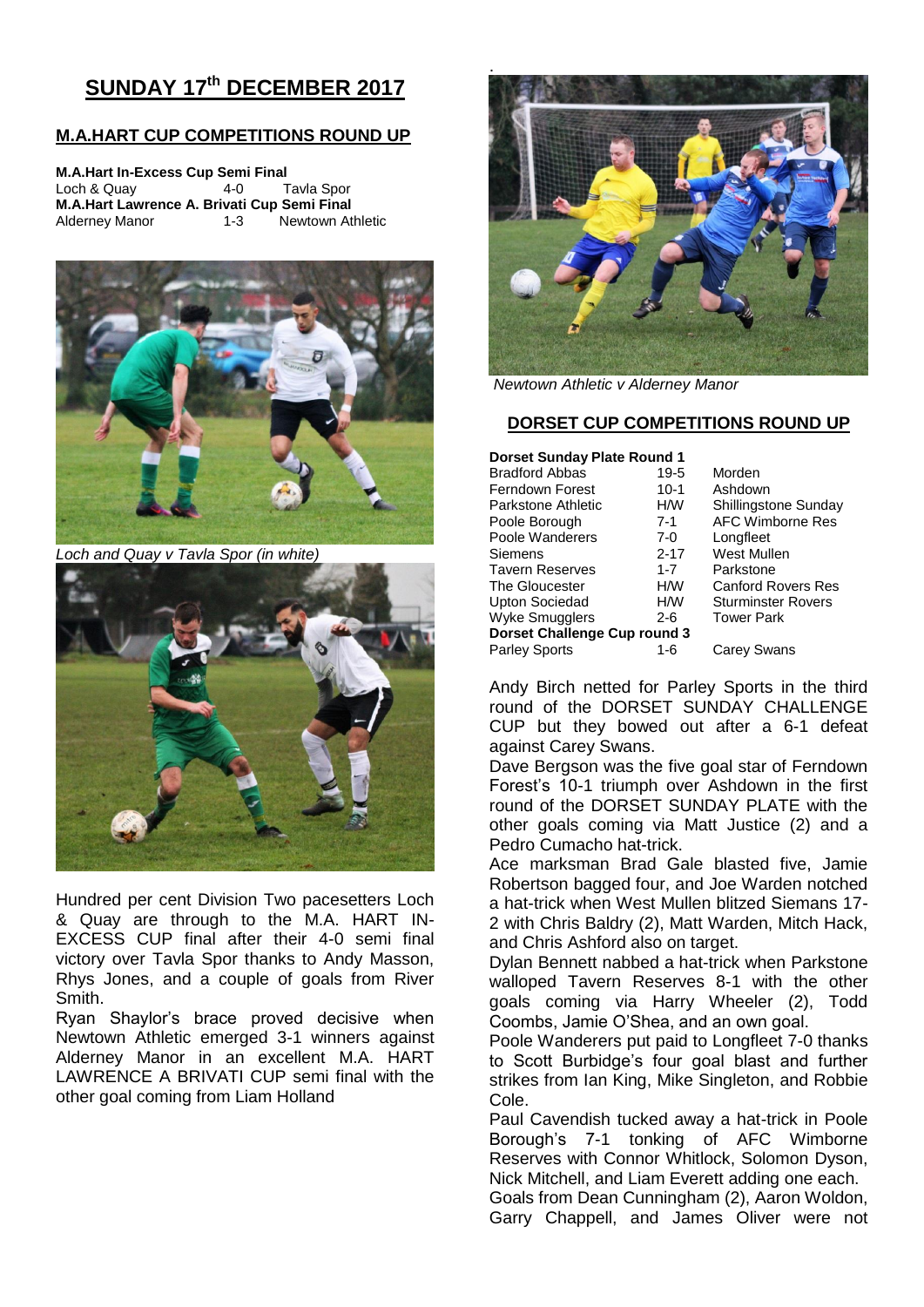# SUNDAY 17th DECEMBER 2017

## M.A.HART CUP COMPETITIONS ROUND UP

**M.A.Hart In-Excess Cup Semi Final**

| | | |
|---|---|---|
| Loch & Quay | 4-0 | Tavla Spor |

**M.A.Hart Lawrence A. Brivati Cup Semi Final**

| | | |
|---|---|---|
| Alderney Manor | 1-3 | Newtown Athletic |

*Loch and Quay v Tavla Spor (in white)*

Hundred per cent Division Two pacesetters Loch & Quay are through to the M.A. HART IN-EXCESS CUP final after their 4-0 semi final victory over Tavla Spor thanks to Andy Masson, Rhys Jones, and a couple of goals from River Smith.

Ryan Shaylor's brace proved decisive when Newtown Athletic emerged 3-1 winners against Alderney Manor in an excellent M.A. HART LAWRENCE A BRIVATI CUP semi final with the other goal coming from Liam Holland

*Newtown Athletic v Alderney Manor*

## DORSET CUP COMPETITIONS ROUND UP

**Dorset Sunday Plate Round 1**

| | | |
|---|---|---|
| Bradford Abbas | 19-5 | Morden |
| Ferndown Forest | 10-1 | Ashdown |
| Parkstone Athletic | H/W | Shillingstone Sunday |
| Poole Borough | 7-1 | AFC Wimborne Res |
| Poole Wanderers | 7-0 | Longfleet |
| Siemens | 2-17 | West Mullen |
| Tavern Reserves | 1-7 | Parkstone |
| The Gloucester | H/W | Canford Rovers Res |
| Upton Sociedad | H/W | Sturminster Rovers |
| Wyke Smugglers | 2-6 | Tower Park |

**Dorset Challenge Cup round 3**

| | | |
|---|---|---|
| Parley Sports | 1-6 | Carey Swans |

Andy Birch netted for Parley Sports in the third round of the DORSET SUNDAY CHALLENGE CUP but they bowed out after a 6-1 defeat against Carey Swans.

Dave Bergson was the five goal star of Ferndown Forest's 10-1 triumph over Ashdown in the first round of the DORSET SUNDAY PLATE with the other goals coming via Matt Justice (2) and a Pedro Cumacho hat-trick.

Ace marksman Brad Gale blasted five, Jamie Robertson bagged four, and Joe Warden notched a hat-trick when West Mullen blitzed Siemans 17-2 with Chris Baldry (2), Matt Warden, Mitch Hack, and Chris Ashford also on target.

Dylan Bennett nabbed a hat-trick when Parkstone walloped Tavern Reserves 8-1 with the other goals coming via Harry Wheeler (2), Todd Coombs, Jamie O'Shea, and an own goal.

Poole Wanderers put paid to Longfleet 7-0 thanks to Scott Burbidge's four goal blast and further strikes from Ian King, Mike Singleton, and Robbie Cole.

Paul Cavendish tucked away a hat-trick in Poole Borough's 7-1 tonking of AFC Wimborne Reserves with Connor Whitlock, Solomon Dyson, Nick Mitchell, and Liam Everett adding one each.

Goals from Dean Cunningham (2), Aaron Woldon, Garry Chappell, and James Oliver were not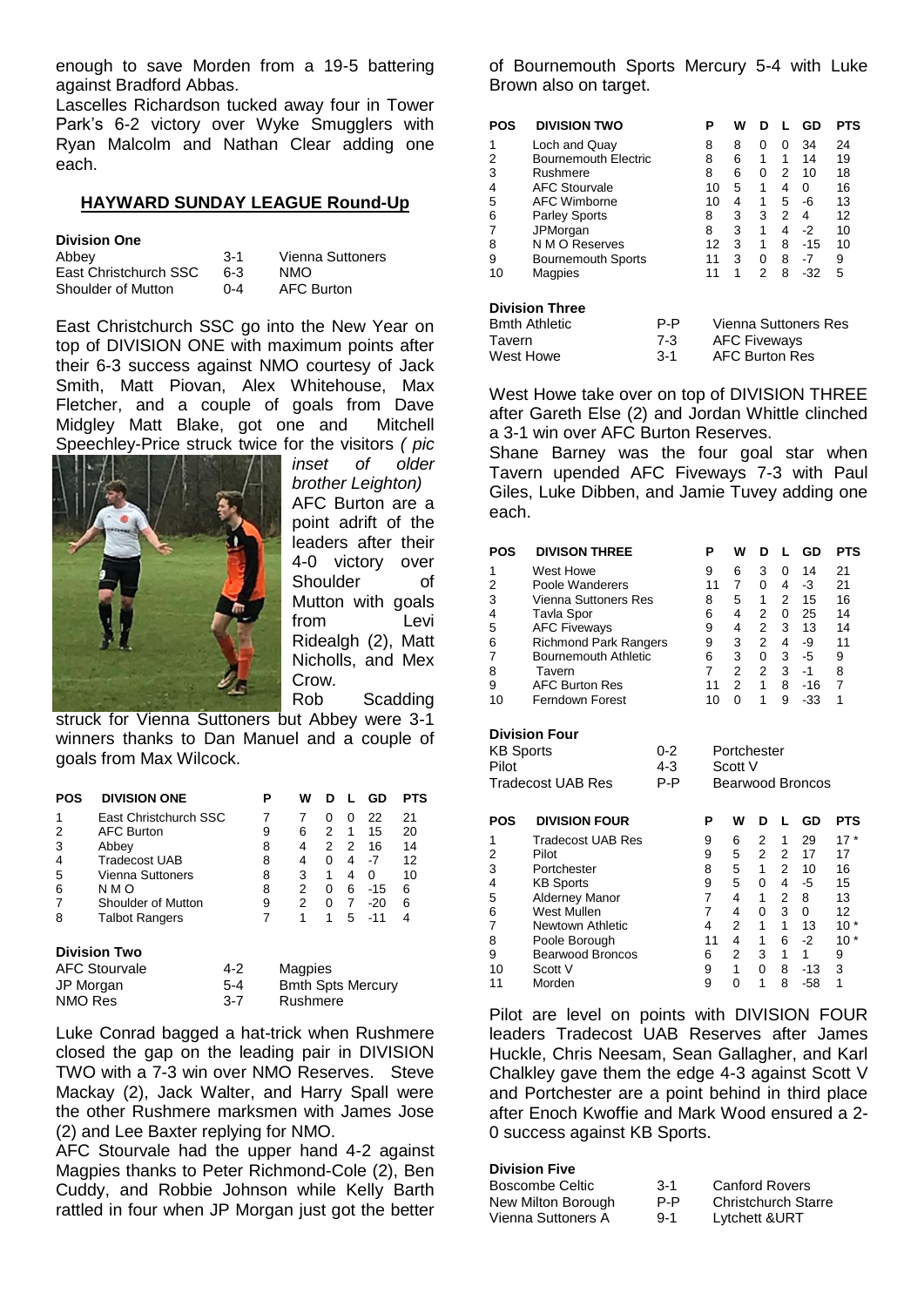enough to save Morden from a 19-5 battering against Bradford Abbas.

Lascelles Richardson tucked away four in Tower Park's 6-2 victory over Wyke Smugglers with Ryan Malcolm and Nathan Clear adding one each.

## HAYWARD SUNDAY LEAGUE Round-Up

**Division One**

| | | |
|---|---|---|
| Abbey | 3-1 | Vienna Suttoners |
| East Christchurch SSC | 6-3 | NMO |
| Shoulder of Mutton | 0-4 | AFC Burton |

East Christchurch SSC go into the New Year on top of DIVISION ONE with maximum points after their 6-3 success against NMO courtesy of Jack Smith, Matt Piovan, Alex Whitehouse, Max Fletcher, and a couple of goals from Dave Midgley Matt Blake, got one and Mitchell Speechley-Price struck twice for the visitors *( pic inset of older brother Leighton)*

AFC Burton are a point adrift of the leaders after their 4-0 victory over Shoulder of Mutton with goals from Levi Ridealgh (2), Matt Nicholls, and Mex Crow.

Rob Scadding struck for Vienna Suttoners but Abbey were 3-1 winners thanks to Dan Manuel and a couple of goals from Max Wilcock.

| POS | DIVISION ONE | P | W | D | L | GD | PTS |
|---|---|---|---|---|---|---|---|
| 1 | East Christchurch SSC | 7 | 7 | 0 | 0 | 22 | 21 |
| 2 | AFC Burton | 9 | 6 | 2 | 1 | 15 | 20 |
| 3 | Abbey | 8 | 4 | 2 | 2 | 16 | 14 |
| 4 | Tradecost UAB | 8 | 4 | 0 | 4 | -7 | 12 |
| 5 | Vienna Suttoners | 8 | 3 | 1 | 4 | 0 | 10 |
| 6 | N M O | 8 | 2 | 0 | 6 | -15 | 6 |
| 7 | Shoulder of Mutton | 9 | 2 | 0 | 7 | -20 | 6 |
| 8 | Talbot Rangers | 7 | 1 | 1 | 5 | -11 | 4 |

**Division Two**

| | | |
|---|---|---|
| AFC Stourvale | 4-2 | Magpies |
| JP Morgan | 5-4 | Bmth Spts Mercury |
| NMO Res | 3-7 | Rushmere |

Luke Conrad bagged a hat-trick when Rushmere closed the gap on the leading pair in DIVISION TWO with a 7-3 win over NMO Reserves. Steve Mackay (2), Jack Walter, and Harry Spall were the other Rushmere marksmen with James Jose (2) and Lee Baxter replying for NMO.

AFC Stourvale had the upper hand 4-2 against Magpies thanks to Peter Richmond-Cole (2), Ben Cuddy, and Robbie Johnson while Kelly Barth rattled in four when JP Morgan just got the better of Bournemouth Sports Mercury 5-4 with Luke Brown also on target.

| POS | DIVISION TWO | P | W | D | L | GD | PTS |
|---|---|---|---|---|---|---|---|
| 1 | Loch and Quay | 8 | 8 | 0 | 0 | 34 | 24 |
| 2 | Bournemouth Electric | 8 | 6 | 1 | 1 | 14 | 19 |
| 3 | Rushmere | 8 | 6 | 0 | 2 | 10 | 18 |
| 4 | AFC Stourvale | 10 | 5 | 1 | 4 | 0 | 16 |
| 5 | AFC Wimborne | 10 | 4 | 1 | 5 | -6 | 13 |
| 6 | Parley Sports | 8 | 3 | 3 | 2 | 4 | 12 |
| 7 | JPMorgan | 8 | 3 | 1 | 4 | -2 | 10 |
| 8 | N M O Reserves | 12 | 3 | 1 | 8 | -15 | 10 |
| 9 | Bournemouth Sports | 11 | 3 | 0 | 8 | -7 | 9 |
| 10 | Magpies | 11 | 1 | 2 | 8 | -32 | 5 |

**Division Three**

| | | |
|---|---|---|
| Bmth Athletic | P-P | Vienna Suttoners Res |
| Tavern | 7-3 | AFC Fiveways |
| West Howe | 3-1 | AFC Burton Res |

West Howe take over on top of DIVISION THREE after Gareth Else (2) and Jordan Whittle clinched a 3-1 win over AFC Burton Reserves.

Shane Barney was the four goal star when Tavern upended AFC Fiveways 7-3 with Paul Giles, Luke Dibben, and Jamie Tuvey adding one each.

| POS | DIVISON THREE | P | W | D | L | GD | PTS |
|---|---|---|---|---|---|---|---|
| 1 | West Howe | 9 | 6 | 3 | 0 | 14 | 21 |
| 2 | Poole Wanderers | 11 | 7 | 0 | 4 | -3 | 21 |
| 3 | Vienna Suttoners Res | 8 | 5 | 1 | 2 | 15 | 16 |
| 4 | Tavla Spor | 6 | 4 | 2 | 0 | 25 | 14 |
| 5 | AFC Fiveways | 9 | 4 | 2 | 3 | 13 | 14 |
| 6 | Richmond Park Rangers | 9 | 3 | 2 | 4 | -9 | 11 |
| 7 | Bournemouth Athletic | 6 | 3 | 0 | 3 | -5 | 9 |
| 8 | Tavern | 7 | 2 | 2 | 3 | -1 | 8 |
| 9 | AFC Burton Res | 11 | 2 | 1 | 8 | -16 | 7 |
| 10 | Ferndown Forest | 10 | 0 | 1 | 9 | -33 | 1 |

**Division Four**

| | | |
|---|---|---|
| KB Sports | 0-2 | Portchester |
| Pilot | 4-3 | Scott V |
| Tradecost UAB Res | P-P | Bearwood Broncos |

| POS | DIVISION FOUR | P | W | D | L | GD | PTS |
|---|---|---|---|---|---|---|---|
| 1 | Tradecost UAB Res | 9 | 6 | 2 | 1 | 29 | 17 * |
| 2 | Pilot | 9 | 5 | 2 | 2 | 17 | 17 |
| 3 | Portchester | 8 | 5 | 1 | 2 | 10 | 16 |
| 4 | KB Sports | 9 | 5 | 0 | 4 | -5 | 15 |
| 5 | Alderney Manor | 7 | 4 | 1 | 2 | 8 | 13 |
| 6 | West Mullen | 7 | 4 | 0 | 3 | 0 | 12 |
| 7 | Newtown Athletic | 4 | 2 | 1 | 1 | 13 | 10 * |
| 8 | Poole Borough | 11 | 4 | 1 | 6 | -2 | 10 * |
| 9 | Bearwood Broncos | 6 | 2 | 3 | 1 | 1 | 9 |
| 10 | Scott V | 9 | 1 | 0 | 8 | -13 | 3 |
| 11 | Morden | 9 | 0 | 1 | 8 | -58 | 1 |

Pilot are level on points with DIVISION FOUR leaders Tradecost UAB Reserves after James Huckle, Chris Neesam, Sean Gallagher, and Karl Chalkley gave them the edge 4-3 against Scott V and Portchester are a point behind in third place after Enoch Kwoffie and Mark Wood ensured a 2-0 success against KB Sports.

**Division Five**

| | | |
|---|---|---|
| Boscombe Celtic | 3-1 | Canford Rovers |
| New Milton Borough | P-P | Christchurch Starre |
| Vienna Suttoners A | 9-1 | Lytchett &URT |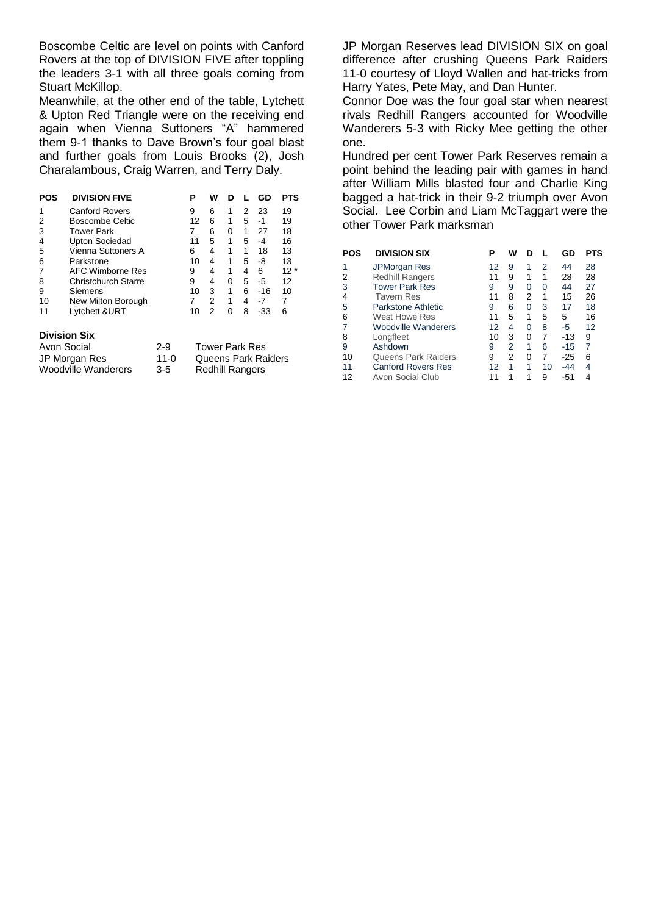Boscombe Celtic are level on points with Canford Rovers at the top of DIVISION FIVE after toppling the leaders 3-1 with all three goals coming from Stuart McKillop.

Meanwhile, at the other end of the table, Lytchett & Upton Red Triangle were on the receiving end again when Vienna Suttoners "A" hammered them 9-1 thanks to Dave Brown's four goal blast and further goals from Louis Brooks (2), Josh Charalambous, Craig Warren, and Terry Daly.

| POS | DIVISION FIVE | P | W | D | L | GD | PTS |
|---|---|---|---|---|---|---|---|
| 1 | Canford Rovers | 9 | 6 | 1 | 2 | 23 | 19 |
| 2 | Boscombe Celtic | 12 | 6 | 1 | 5 | -1 | 19 |
| 3 | Tower Park | 7 | 6 | 0 | 1 | 27 | 18 |
| 4 | Upton Sociedad | 11 | 5 | 1 | 5 | -4 | 16 |
| 5 | Vienna Suttoners A | 6 | 4 | 1 | 1 | 18 | 13 |
| 6 | Parkstone | 10 | 4 | 1 | 5 | -8 | 13 |
| 7 | AFC Wimborne Res | 9 | 4 | 1 | 4 | 6 | 12 * |
| 8 | Christchurch Starre | 9 | 4 | 0 | 5 | -5 | 12 |
| 9 | Siemens | 10 | 3 | 1 | 6 | -16 | 10 |
| 10 | New Milton Borough | 7 | 2 | 1 | 4 | -7 | 7 |
| 11 | Lytchett &URT | 10 | 2 | 0 | 8 | -33 | 6 |

**Division Six**

| | | |
|---|---|---|
| Avon Social | 2-9 | Tower Park Res |
| JP Morgan Res | 11-0 | Queens Park Raiders |
| Woodville Wanderers | 3-5 | Redhill Rangers |

JP Morgan Reserves lead DIVISION SIX on goal difference after crushing Queens Park Raiders 11-0 courtesy of Lloyd Wallen and hat-tricks from Harry Yates, Pete May, and Dan Hunter.

Connor Doe was the four goal star when nearest rivals Redhill Rangers accounted for Woodville Wanderers 5-3 with Ricky Mee getting the other one.

Hundred per cent Tower Park Reserves remain a point behind the leading pair with games in hand after William Mills blasted four and Charlie King bagged a hat-trick in their 9-2 triumph over Avon Social. Lee Corbin and Liam McTaggart were the other Tower Park marksman

| POS | DIVISION SIX | P | W | D | L | GD | PTS |
|---|---|---|---|---|---|---|---|
| 1 | JPMorgan Res | 12 | 9 | 1 | 2 | 44 | 28 |
| 2 | Redhill Rangers | 11 | 9 | 1 | 1 | 28 | 28 |
| 3 | Tower Park Res | 9 | 9 | 0 | 0 | 44 | 27 |
| 4 | Tavern Res | 11 | 8 | 2 | 1 | 15 | 26 |
| 5 | Parkstone Athletic | 9 | 6 | 0 | 3 | 17 | 18 |
| 6 | West Howe Res | 11 | 5 | 1 | 5 | 5 | 16 |
| 7 | Woodville Wanderers | 12 | 4 | 0 | 8 | -5 | 12 |
| 8 | Longfleet | 10 | 3 | 0 | 7 | -13 | 9 |
| 9 | Ashdown | 9 | 2 | 1 | 6 | -15 | 7 |
| 10 | Queens Park Raiders | 9 | 2 | 0 | 7 | -25 | 6 |
| 11 | Canford Rovers Res | 12 | 1 | 1 | 10 | -44 | 4 |
| 12 | Avon Social Club | 11 | 1 | 1 | 9 | -51 | 4 |